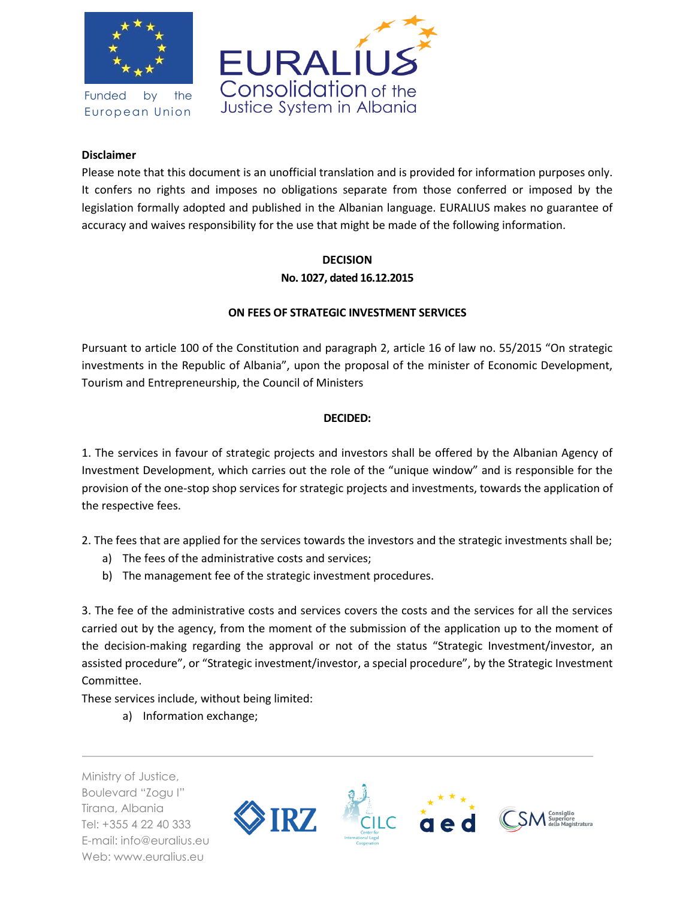**Disclaimer**

Please note that this document is an unofficial translation and is provided for information purposes only. It confers no rights and imposes no obligations separate from those conferred or imposed by the legislation formally adopted and published in the Albanian language. EURALIUS makes no guarantee of accuracy and waives responsibility for the use that might be made of the following information.

**DECISION**

**No. 1027, dated 16.12.2015**

**ON FEES OF STRATEGIC INVESTMENT SERVICES**

Pursuant to article 100 of the Constitution and paragraph 2, article 16 of law no. 55/2015 "On strategic investments in the Republic of Albania", upon the proposal of the minister of Economic Development, Tourism and Entrepreneurship, the Council of Ministers

**DECIDED:**

1. The services in favour of strategic projects and investors shall be offered by the Albanian Agency of Investment Development, which carries out the role of the "unique window" and is responsible for the provision of the one-stop shop services for strategic projects and investments, towards the application of the respective fees.

2. The fees that are applied for the services towards the investors and the strategic investments shall be;
   a) The fees of the administrative costs and services;
   b) The management fee of the strategic investment procedures.

3. The fee of the administrative costs and services covers the costs and the services for all the services carried out by the agency, from the moment of the submission of the application up to the moment of the decision-making regarding the approval or not of the status "Strategic Investment/investor, an assisted procedure", or "Strategic investment/investor, a special procedure", by the Strategic Investment Committee.

These services include, without being limited:
   a) Information exchange;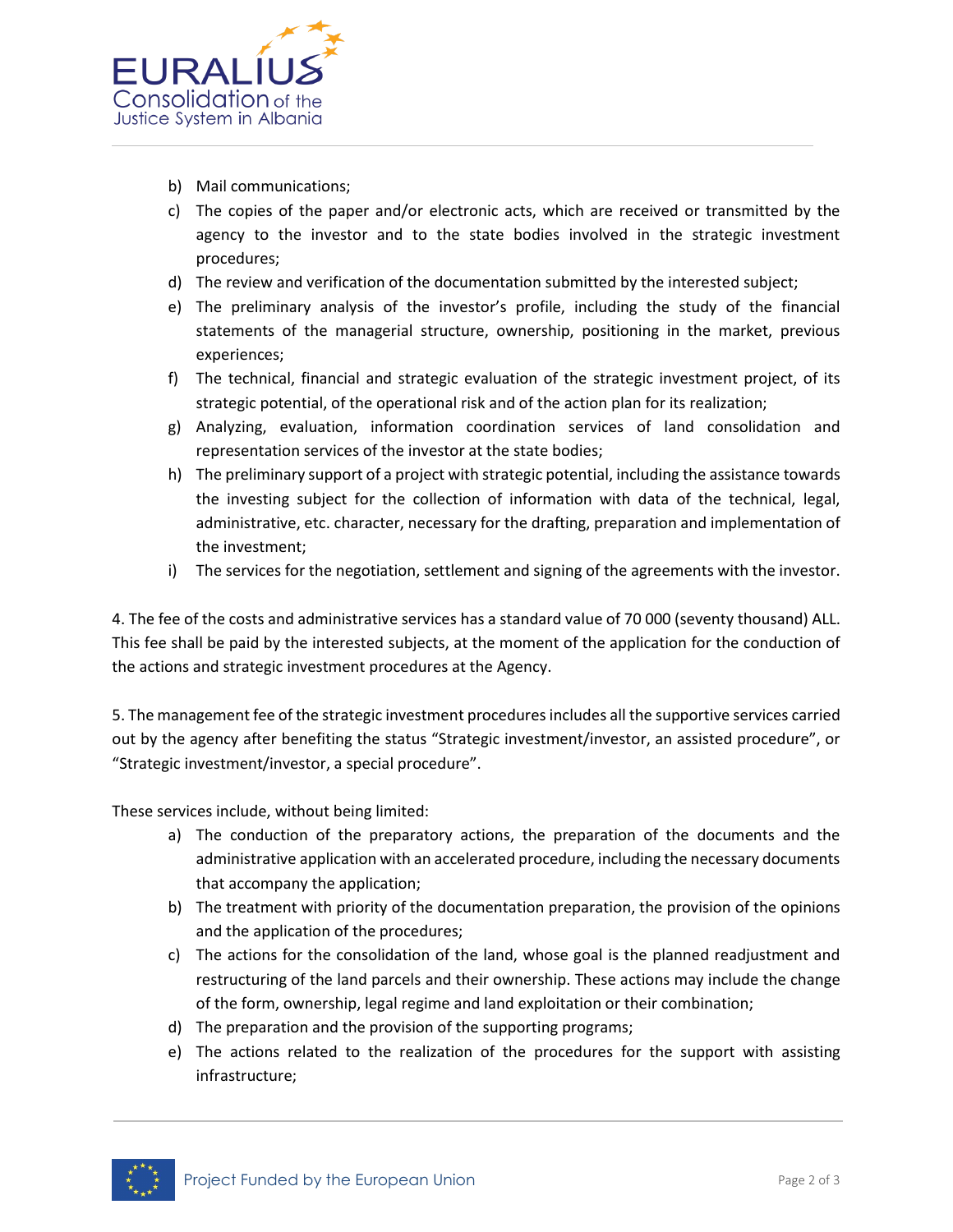b) Mail communications;

c) The copies of the paper and/or electronic acts, which are received or transmitted by the agency to the investor and to the state bodies involved in the strategic investment procedures;

d) The review and verification of the documentation submitted by the interested subject;

e) The preliminary analysis of the investor's profile, including the study of the financial statements of the managerial structure, ownership, positioning in the market, previous experiences;

f) The technical, financial and strategic evaluation of the strategic investment project, of its strategic potential, of the operational risk and of the action plan for its realization;

g) Analyzing, evaluation, information coordination services of land consolidation and representation services of the investor at the state bodies;

h) The preliminary support of a project with strategic potential, including the assistance towards the investing subject for the collection of information with data of the technical, legal, administrative, etc. character, necessary for the drafting, preparation and implementation of the investment;

i) The services for the negotiation, settlement and signing of the agreements with the investor.

4. The fee of the costs and administrative services has a standard value of 70 000 (seventy thousand) ALL. This fee shall be paid by the interested subjects, at the moment of the application for the conduction of the actions and strategic investment procedures at the Agency.

5. The management fee of the strategic investment procedures includes all the supportive services carried out by the agency after benefiting the status "Strategic investment/investor, an assisted procedure", or "Strategic investment/investor, a special procedure".

These services include, without being limited:

a) The conduction of the preparatory actions, the preparation of the documents and the administrative application with an accelerated procedure, including the necessary documents that accompany the application;

b) The treatment with priority of the documentation preparation, the provision of the opinions and the application of the procedures;

c) The actions for the consolidation of the land, whose goal is the planned readjustment and restructuring of the land parcels and their ownership. These actions may include the change of the form, ownership, legal regime and land exploitation or their combination;

d) The preparation and the provision of the supporting programs;

e) The actions related to the realization of the procedures for the support with assisting infrastructure;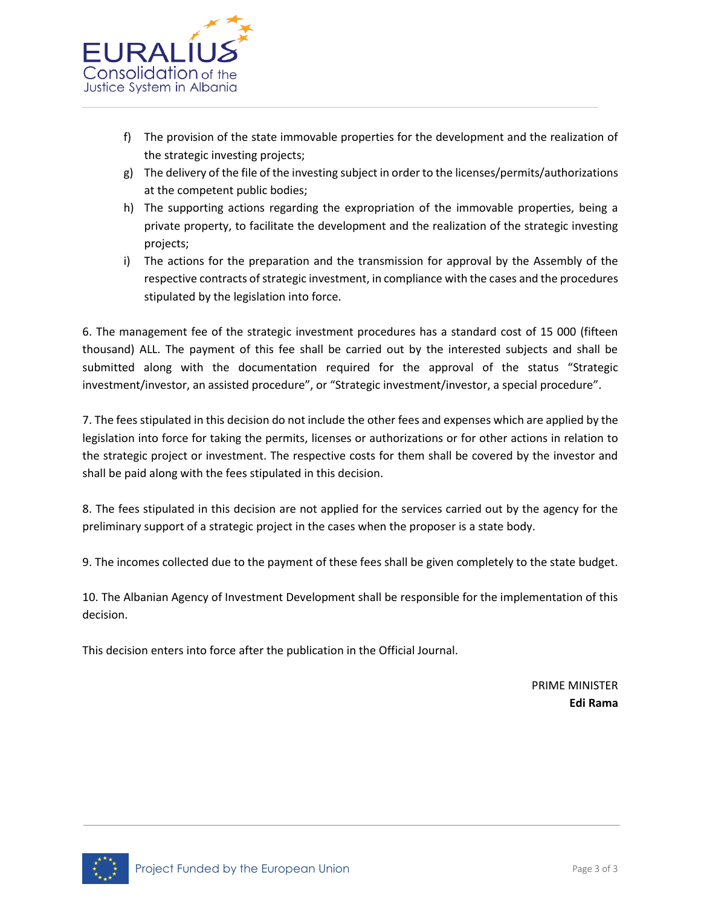f) The provision of the state immovable properties for the development and the realization of the strategic investing projects;
g) The delivery of the file of the investing subject in order to the licenses/permits/authorizations at the competent public bodies;
h) The supporting actions regarding the expropriation of the immovable properties, being a private property, to facilitate the development and the realization of the strategic investing projects;
i) The actions for the preparation and the transmission for approval by the Assembly of the respective contracts of strategic investment, in compliance with the cases and the procedures stipulated by the legislation into force.

6. The management fee of the strategic investment procedures has a standard cost of 15 000 (fifteen thousand) ALL. The payment of this fee shall be carried out by the interested subjects and shall be submitted along with the documentation required for the approval of the status "Strategic investment/investor, an assisted procedure", or "Strategic investment/investor, a special procedure".

7. The fees stipulated in this decision do not include the other fees and expenses which are applied by the legislation into force for taking the permits, licenses or authorizations or for other actions in relation to the strategic project or investment. The respective costs for them shall be covered by the investor and shall be paid along with the fees stipulated in this decision.

8. The fees stipulated in this decision are not applied for the services carried out by the agency for the preliminary support of a strategic project in the cases when the proposer is a state body.

9. The incomes collected due to the payment of these fees shall be given completely to the state budget.

10. The Albanian Agency of Investment Development shall be responsible for the implementation of this decision.

This decision enters into force after the publication in the Official Journal.

PRIME MINISTER
**Edi Rama**